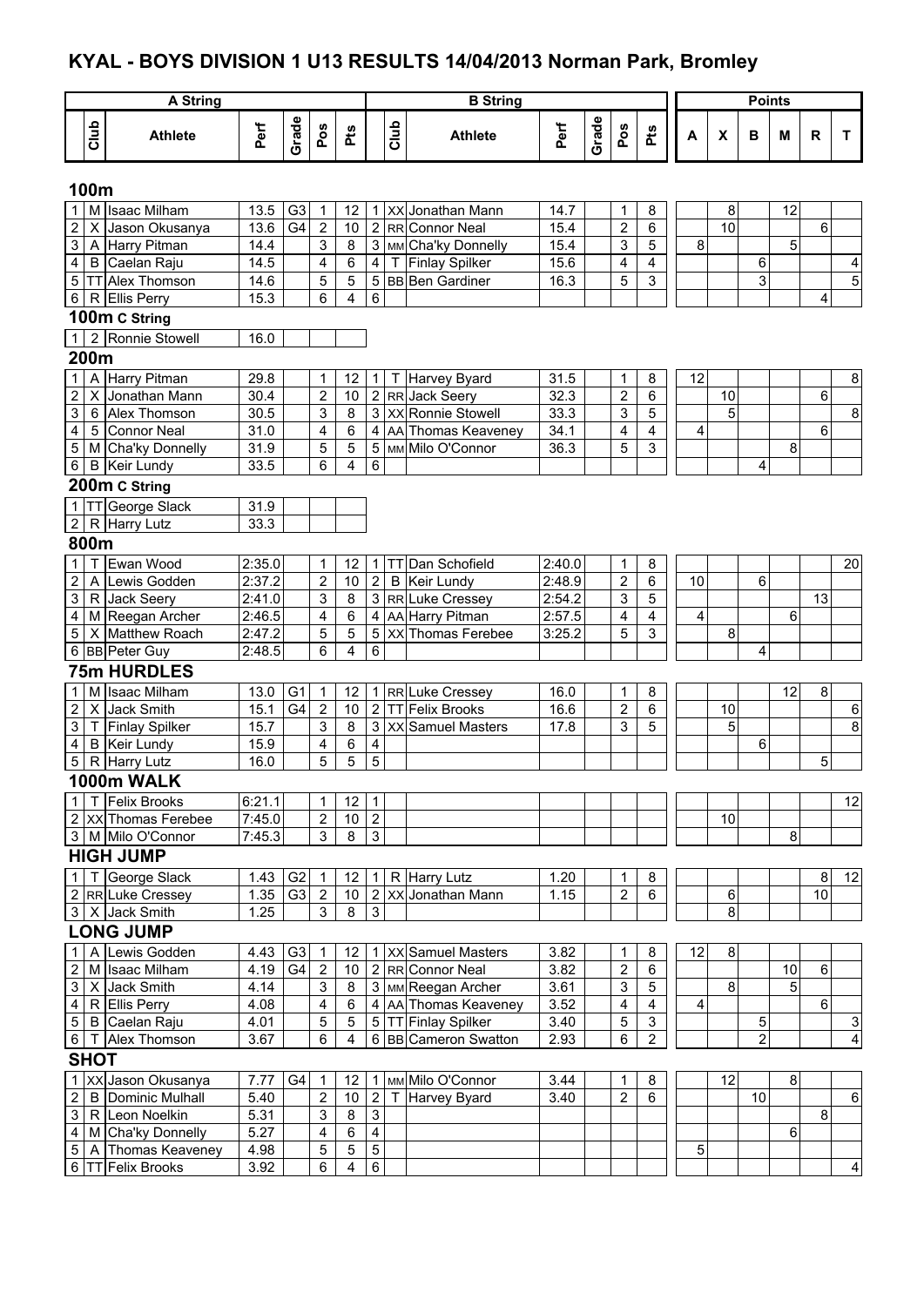# KYAL - BOYS DIVISION 1 U13 RESULTS 14/04/2013 Norman Park, Bromley

| A String | | | | | | | B String | | | | | | | Points | | | | | |
|---|---|---|---|---|---|---|---|---|---|---|---|---|---|---|---|---|---|---|---|
| | Club | Athlete | Perf | Grade | Pos | Pts | | Club | Athlete | Perf | Grade | Pos | Pts | A | X | B | M | R | T |
| **100m** | | | | | | | | | | | | | | | | | | | |
| 1 | M | Isaac Milham | 13.5 | G3 | 1 | 12 | 1 | XX | Jonathan Mann | 14.7 | | 1 | 8 | | 8 | | 12 | | |
| 2 | X | Jason Okusanya | 13.6 | G4 | 2 | 10 | 2 | RR | Connor Neal | 15.4 | | 2 | 6 | | 10 | | | 6 | |
| 3 | A | Harry Pitman | 14.4 | | 3 | 8 | 3 | MM | Cha'ky Donnelly | 15.4 | | 3 | 5 | 8 | | | 5 | | |
| 4 | B | Caelan Raju | 14.5 | | 4 | 6 | 4 | T | Finlay Spilker | 15.6 | | 4 | 4 | | | 6 | | | 4 |
| 5 | TT | Alex Thomson | 14.6 | | 5 | 5 | 5 | BB | Ben Gardiner | 16.3 | | 5 | 3 | | | 3 | | | 5 |
| 6 | R | Ellis Perry | 15.3 | | 6 | 4 | 6 | | | | | | | | | | | 4 | |
| **100m C String** | | | | | | | | | | | | | | | | | | | |
| 1 | 2 | Ronnie Stowell | 16.0 | | | | | | | | | | | | | | | | |
| **200m** | | | | | | | | | | | | | | | | | | | |
| 1 | A | Harry Pitman | 29.8 | | 1 | 12 | 1 | T | Harvey Byard | 31.5 | | 1 | 8 | 12 | | | | | 8 |
| 2 | X | Jonathan Mann | 30.4 | | 2 | 10 | 2 | RR | Jack Seery | 32.3 | | 2 | 6 | | 10 | | | 6 | |
| 3 | 6 | Alex Thomson | 30.5 | | 3 | 8 | 3 | XX | Ronnie Stowell | 33.3 | | 3 | 5 | | 5 | | | | 8 |
| 4 | 5 | Connor Neal | 31.0 | | 4 | 6 | 4 | AA | Thomas Keaveney | 34.1 | | 4 | 4 | 4 | | | | 6 | |
| 5 | M | Cha'ky Donnelly | 31.9 | | 5 | 5 | 5 | MM | Milo O'Connor | 36.3 | | 5 | 3 | | | | 8 | | |
| 6 | B | Keir Lundy | 33.5 | | 6 | 4 | 6 | | | | | | | | | 4 | | | |
| **200m C String** | | | | | | | | | | | | | | | | | | | |
| 1 | TT | George Slack | 31.9 | | | | | | | | | | | | | | | | |
| 2 | R | Harry Lutz | 33.3 | | | | | | | | | | | | | | | | |
| **800m** | | | | | | | | | | | | | | | | | | | |
| 1 | T | Ewan Wood | 2:35.0 | | 1 | 12 | 1 | TT | Dan Schofield | 2:40.0 | | 1 | 8 | | | | | | 20 |
| 2 | A | Lewis Godden | 2:37.2 | | 2 | 10 | 2 | B | Keir Lundy | 2:48.9 | | 2 | 6 | 10 | | 6 | | | |
| 3 | R | Jack Seery | 2:41.0 | | 3 | 8 | 3 | RR | Luke Cressey | 2:54.2 | | 3 | 5 | | | | | 13 | |
| 4 | M | Reegan Archer | 2:46.5 | | 4 | 6 | 4 | AA | Harry Pitman | 2:57.5 | | 4 | 4 | 4 | | | 6 | | |
| 5 | X | Matthew Roach | 2:47.2 | | 5 | 5 | 5 | XX | Thomas Ferebee | 3:25.2 | | 5 | 3 | | 8 | | | | |
| 6 | BB | Peter Guy | 2:48.5 | | 6 | 4 | 6 | | | | | | | | | 4 | | | |
| **75m HURDLES** | | | | | | | | | | | | | | | | | | | |
| 1 | M | Isaac Milham | 13.0 | G1 | 1 | 12 | 1 | RR | Luke Cressey | 16.0 | | 1 | 8 | | | | 12 | 8 | |
| 2 | X | Jack Smith | 15.1 | G4 | 2 | 10 | 2 | TT | Felix Brooks | 16.6 | | 2 | 6 | | 10 | | | | 6 |
| 3 | T | Finlay Spilker | 15.7 | | 3 | 8 | 3 | XX | Samuel Masters | 17.8 | | 3 | 5 | | 5 | | | | 8 |
| 4 | B | Keir Lundy | 15.9 | | 4 | 6 | 4 | | | | | | | | | 6 | | | |
| 5 | R | Harry Lutz | 16.0 | | 5 | 5 | 5 | | | | | | | | | | | 5 | |
| **1000m WALK** | | | | | | | | | | | | | | | | | | | |
| 1 | T | Felix Brooks | 6:21.1 | | 1 | 12 | 1 | | | | | | | | | | | | 12 |
| 2 | XX | Thomas Ferebee | 7:45.0 | | 2 | 10 | 2 | | | | | | | | 10 | | | | |
| 3 | M | Milo O'Connor | 7:45.3 | | 3 | 8 | 3 | | | | | | | | | | 8 | | |
| **HIGH JUMP** | | | | | | | | | | | | | | | | | | | |
| 1 | T | George Slack | 1.43 | G2 | 1 | 12 | 1 | R | Harry Lutz | 1.20 | | 1 | 8 | | | | | 8 | 12 |
| 2 | RR | Luke Cressey | 1.35 | G3 | 2 | 10 | 2 | XX | Jonathan Mann | 1.15 | | 2 | 6 | | 6 | | | 10 | |
| 3 | X | Jack Smith | 1.25 | | 3 | 8 | 3 | | | | | | | | 8 | | | | |
| **LONG JUMP** | | | | | | | | | | | | | | | | | | | |
| 1 | A | Lewis Godden | 4.43 | G3 | 1 | 12 | 1 | XX | Samuel Masters | 3.82 | | 1 | 8 | 12 | 8 | | | | |
| 2 | M | Isaac Milham | 4.19 | G4 | 2 | 10 | 2 | RR | Connor Neal | 3.82 | | 2 | 6 | | | | 10 | 6 | |
| 3 | X | Jack Smith | 4.14 | | 3 | 8 | 3 | MM | Reegan Archer | 3.61 | | 3 | 5 | | 8 | | 5 | | |
| 4 | R | Ellis Perry | 4.08 | | 4 | 6 | 4 | AA | Thomas Keaveney | 3.52 | | 4 | 4 | 4 | | | | 6 | |
| 5 | B | Caelan Raju | 4.01 | | 5 | 5 | 5 | TT | Finlay Spilker | 3.40 | | 5 | 3 | | | 5 | | | 3 |
| 6 | T | Alex Thomson | 3.67 | | 6 | 4 | 6 | BB | Cameron Swatton | 2.93 | | 6 | 2 | | | 2 | | | 4 |
| **SHOT** | | | | | | | | | | | | | | | | | | | |
| 1 | XX | Jason Okusanya | 7.77 | G4 | 1 | 12 | 1 | MM | Milo O'Connor | 3.44 | | 1 | 8 | | 12 | | 8 | | |
| 2 | B | Dominic Mulhall | 5.40 | | 2 | 10 | 2 | T | Harvey Byard | 3.40 | | 2 | 6 | | | 10 | | | 6 |
| 3 | R | Leon Noelkin | 5.31 | | 3 | 8 | 3 | | | | | | | | | | | 8 | |
| 4 | M | Cha'ky Donnelly | 5.27 | | 4 | 6 | 4 | | | | | | | | | | 6 | | |
| 5 | A | Thomas Keaveney | 4.98 | | 5 | 5 | 5 | | | | | | | 5 | | | | | |
| 6 | TT | Felix Brooks | 3.92 | | 6 | 4 | 6 | | | | | | | | | | | | 4 |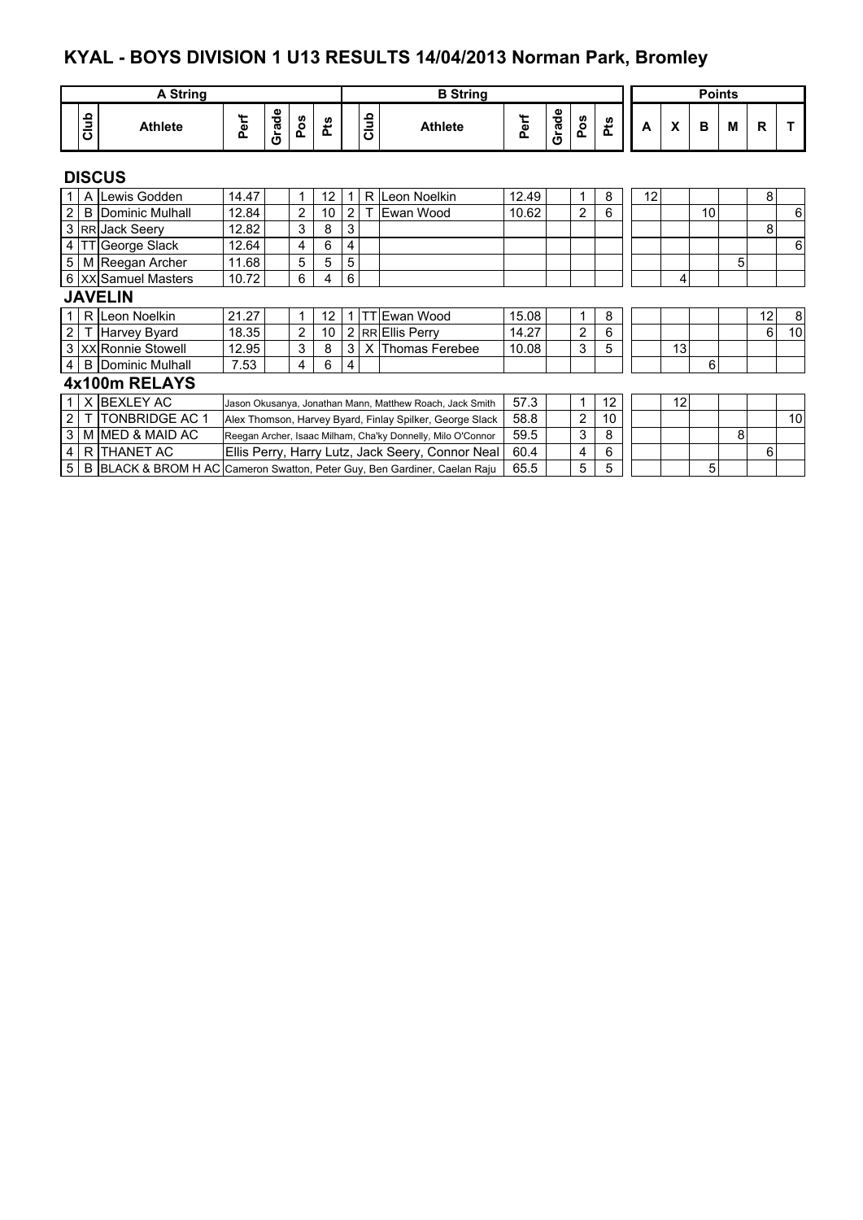## KYAL - BOYS DIVISION 1 U13 RESULTS 14/04/2013 Norman Park, Bromley

| | A String | | | | | | | B String | | | | | | | Points | | | | | |
|---|---|---|---|---|---|---|---|---|---|---|---|---|---|---|---|---|---|---|---|---|
| | Club | Athlete | Perf | Grade | Pos | Pts | | Club | Athlete | Perf | Grade | Pos | Pts | A | X | B | M | R | T |
| **DISCUS** | | | | | | | | | | | | | | | | | | | |
| 1 | A | Lewis Godden | 14.47 | | 1 | 12 | 1 | R | Leon Noelkin | 12.49 | | 1 | 8 | 12 | | | | 8 | |
| 2 | B | Dominic Mulhall | 12.84 | | 2 | 10 | 2 | T | Ewan Wood | 10.62 | | 2 | 6 | | | 10 | | | 6 |
| 3 | RR | Jack Seery | 12.82 | | 3 | 8 | 3 | | | | | | | | | | | 8 | |
| 4 | TT | George Slack | 12.64 | | 4 | 6 | 4 | | | | | | | | | | | | 6 |
| 5 | M | Reegan Archer | 11.68 | | 5 | 5 | 5 | | | | | | | | | | 5 | | |
| 6 | XX | Samuel Masters | 10.72 | | 6 | 4 | 6 | | | | | | | | 4 | | | | |
| **JAVELIN** | | | | | | | | | | | | | | | | | | | |
| 1 | R | Leon Noelkin | 21.27 | | 1 | 12 | 1 | TT | Ewan Wood | 15.08 | | 1 | 8 | | | | | 12 | 8 |
| 2 | T | Harvey Byard | 18.35 | | 2 | 10 | 2 | RR | Ellis Perry | 14.27 | | 2 | 6 | | | | | 6 | 10 |
| 3 | XX | Ronnie Stowell | 12.95 | | 3 | 8 | 3 | X | Thomas Ferebee | 10.08 | | 3 | 5 | | 13 | | | | |
| 4 | B | Dominic Mulhall | 7.53 | | 4 | 6 | 4 | | | | | | | | | 6 | | | |
| **4x100m RELAYS** | | | | | | | | | | | | | | | | | | | |
| 1 | X | BEXLEY AC | Jason Okusanya, Jonathan Mann, Matthew Roach, Jack Smith | | | | | | | 57.3 | | 1 | 12 | | 12 | | | | |
| 2 | T | TONBRIDGE AC 1 | Alex Thomson, Harvey Byard, Finlay Spilker, George Slack | | | | | | | 58.8 | | 2 | 10 | | | | | | 10 |
| 3 | M | MED & MAID AC | Reegan Archer, Isaac Milham, Cha'ky Donnelly, Milo O'Connor | | | | | | | 59.5 | | 3 | 8 | | | | 8 | | |
| 4 | R | THANET AC | Ellis Perry, Harry Lutz, Jack Seery, Connor Neal | | | | | | | 60.4 | | 4 | 6 | | | | | 6 | |
| 5 | B | BLACK & BROM H AC | Cameron Swatton, Peter Guy, Ben Gardiner, Caelan Raju | | | | | | | 65.5 | | 5 | 5 | | | 5 | | | |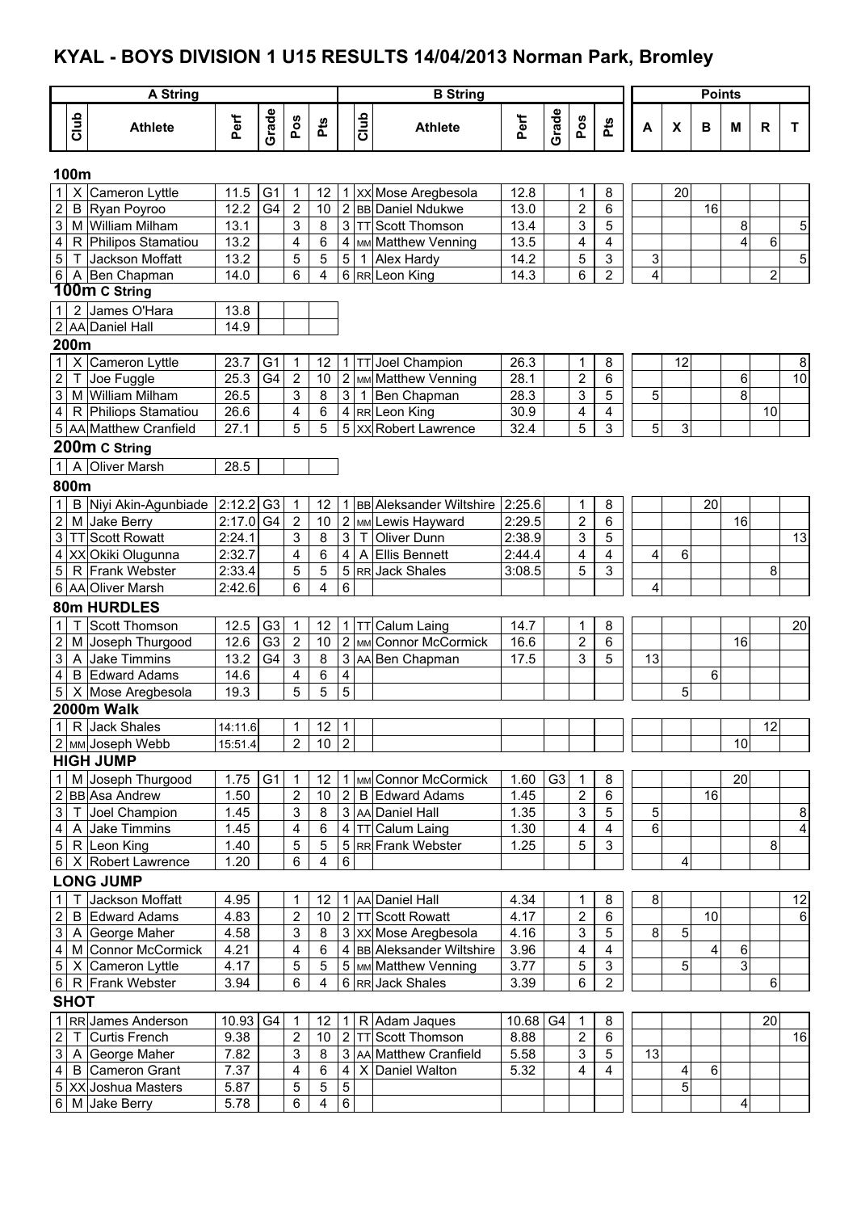# KYAL - BOYS DIVISION 1 U15 RESULTS 14/04/2013 Norman Park, Bromley

| A String | | | | | | | B String | | | | | | | Points | | | | | |
|---|---|---|---|---|---|---|---|---|---|---|---|---|---|---|---|---|---|---|---|
| | Club | Athlete | Perf | Grade | Pos | Pts | | Club | Athlete | Perf | Grade | Pos | Pts | A | X | B | M | R | T |
| **100m** | | | | | | | | | | | | | | | | | | | |
| 1 | X | Cameron Lyttle | 11.5 | G1 | 1 | 12 | 1 | XX | Mose Aregbesola | 12.8 | | 1 | 8 | | 20 | | | | |
| 2 | B | Ryan Poyroo | 12.2 | G4 | 2 | 10 | 2 | BB | Daniel Ndukwe | 13.0 | | 2 | 6 | | | 16 | | | |
| 3 | M | William Milham | 13.1 | | 3 | 8 | 3 | TT | Scott Thomson | 13.4 | | 3 | 5 | | | | 8 | | 5 |
| 4 | R | Philipos Stamatiou | 13.2 | | 4 | 6 | 4 | MM | Matthew Venning | 13.5 | | 4 | 4 | | | | 4 | 6 | |
| 5 | T | Jackson Moffatt | 13.2 | | 5 | 5 | 5 | 1 | Alex Hardy | 14.2 | | 5 | 3 | 3 | | | | | 5 |
| 6 | A | Ben Chapman | 14.0 | | 6 | 4 | 6 | RR | Leon King | 14.3 | | 6 | 2 | 4 | | | | 2 | |
| **100m C String** | | | | | | | | | | | | | | | | | | | |
| 1 | 2 | James O'Hara | 13.8 | | | | | | | | | | | | | | | | |
| 2 | AA | Daniel Hall | 14.9 | | | | | | | | | | | | | | | | |
| **200m** | | | | | | | | | | | | | | | | | | | |
| 1 | X | Cameron Lyttle | 23.7 | G1 | 1 | 12 | 1 | TT | Joel Champion | 26.3 | | 1 | 8 | | 12 | | | | 8 |
| 2 | T | Joe Fuggle | 25.3 | G4 | 2 | 10 | 2 | MM | Matthew Venning | 28.1 | | 2 | 6 | | | | 6 | | 10 |
| 3 | M | William Milham | 26.5 | | 3 | 8 | 3 | 1 | Ben Chapman | 28.3 | | 3 | 5 | 5 | | | 8 | | |
| 4 | R | Philipos Stamatiou | 26.6 | | 4 | 6 | 4 | RR | Leon King | 30.9 | | 4 | 4 | | | | | 10 | |
| 5 | AA | Matthew Cranfield | 27.1 | | 5 | 5 | 5 | XX | Robert Lawrence | 32.4 | | 5 | 3 | 5 | 3 | | | | |
| **200m C String** | | | | | | | | | | | | | | | | | | | |
| 1 | A | Oliver Marsh | 28.5 | | | | | | | | | | | | | | | | |
| **800m** | | | | | | | | | | | | | | | | | | | |
| 1 | B | Niyi Akin-Agunbiade | 2:12.2 | G3 | 1 | 12 | 1 | BB | Aleksander Wiltshire | 2:25.6 | | 1 | 8 | | | 20 | | | |
| 2 | M | Jake Berry | 2:17.0 | G4 | 2 | 10 | 2 | MM | Lewis Hayward | 2:29.5 | | 2 | 6 | | | | 16 | | |
| 3 | TT | Scott Rowatt | 2:24.1 | | 3 | 8 | 3 | T | Oliver Dunn | 2:38.9 | | 3 | 5 | | | | | | 13 |
| 4 | XX | Okiki Olugunna | 2:32.7 | | 4 | 6 | 4 | A | Ellis Bennett | 2:44.4 | | 4 | 4 | 4 | 6 | | | | |
| 5 | R | Frank Webster | 2:33.4 | | 5 | 5 | 5 | RR | Jack Shales | 3:08.5 | | 5 | 3 | | | | | 8 | |
| 6 | AA | Oliver Marsh | 2:42.6 | | 6 | 4 | 6 | | | | | | | 4 | | | | | |
| **80m HURDLES** | | | | | | | | | | | | | | | | | | | |
| 1 | T | Scott Thomson | 12.5 | G3 | 1 | 12 | 1 | TT | Calum Laing | 14.7 | | 1 | 8 | | | | | | 20 |
| 2 | M | Joseph Thurgood | 12.6 | G3 | 2 | 10 | 2 | MM | Connor McCormick | 16.6 | | 2 | 6 | | | | 16 | | |
| 3 | A | Jake Timmins | 13.2 | G4 | 3 | 8 | 3 | AA | Ben Chapman | 17.5 | | 3 | 5 | 13 | | | | | |
| 4 | B | Edward Adams | 14.6 | | 4 | 6 | 4 | | | | | | | | | 6 | | | |
| 5 | X | Mose Aregbesola | 19.3 | | 5 | 5 | 5 | | | | | | | | 5 | | | | |
| **2000m Walk** | | | | | | | | | | | | | | | | | | | |
| 1 | R | Jack Shales | 14:11.6 | | 1 | 12 | 1 | | | | | | | | | | | 12 | |
| 2 | MM | Joseph Webb | 15:51.4 | | 2 | 10 | 2 | | | | | | | | | | 10 | | |
| **HIGH JUMP** | | | | | | | | | | | | | | | | | | | |
| 1 | M | Joseph Thurgood | 1.75 | G1 | 1 | 12 | 1 | MM | Connor McCormick | 1.60 | G3 | 1 | 8 | | | | 20 | | |
| 2 | BB | Asa Andrew | 1.50 | | 2 | 10 | 2 | B | Edward Adams | 1.45 | | 2 | 6 | | | 16 | | | |
| 3 | T | Joel Champion | 1.45 | | 3 | 8 | 3 | AA | Daniel Hall | 1.35 | | 3 | 5 | 5 | | | | | 8 |
| 4 | A | Jake Timmins | 1.45 | | 4 | 6 | 4 | TT | Calum Laing | 1.30 | | 4 | 4 | 6 | | | | | 4 |
| 5 | R | Leon King | 1.40 | | 5 | 5 | 5 | RR | Frank Webster | 1.25 | | 5 | 3 | | | | | 8 | |
| 6 | X | Robert Lawrence | 1.20 | | 6 | 4 | 6 | | | | | | | | 4 | | | | |
| **LONG JUMP** | | | | | | | | | | | | | | | | | | | |
| 1 | T | Jackson Moffatt | 4.95 | | 1 | 12 | 1 | AA | Daniel Hall | 4.34 | | 1 | 8 | 8 | | | | | 12 |
| 2 | B | Edward Adams | 4.83 | | 2 | 10 | 2 | TT | Scott Rowatt | 4.17 | | 2 | 6 | | | 10 | | | 6 |
| 3 | A | George Maher | 4.58 | | 3 | 8 | 3 | XX | Mose Aregbesola | 4.16 | | 3 | 5 | 8 | 5 | | | | |
| 4 | M | Connor McCormick | 4.21 | | 4 | 6 | 4 | BB | Aleksander Wiltshire | 3.96 | | 4 | 4 | | | 4 | 6 | | |
| 5 | X | Cameron Lyttle | 4.17 | | 5 | 5 | 5 | MM | Matthew Venning | 3.77 | | 5 | 3 | | 5 | | 3 | | |
| 6 | R | Frank Webster | 3.94 | | 6 | 4 | 6 | RR | Jack Shales | 3.39 | | 6 | 2 | | | | | 6 | |
| **SHOT** | | | | | | | | | | | | | | | | | | | |
| 1 | RR | James Anderson | 10.93 | G4 | 1 | 12 | 1 | R | Adam Jaques | 10.68 | G4 | 1 | 8 | | | | | 20 | |
| 2 | T | Curtis French | 9.38 | | 2 | 10 | 2 | TT | Scott Thomson | 8.88 | | 2 | 6 | | | | | | 16 |
| 3 | A | George Maher | 7.82 | | 3 | 8 | 3 | AA | Matthew Cranfield | 5.58 | | 3 | 5 | 13 | | | | | |
| 4 | B | Cameron Grant | 7.37 | | 4 | 6 | 4 | X | Daniel Walton | 5.32 | | 4 | 4 | | 4 | 6 | | | |
| 5 | XX | Joshua Masters | 5.87 | | 5 | 5 | 5 | | | | | | | | 5 | | | | |
| 6 | M | Jake Berry | 5.78 | | 6 | 4 | 6 | | | | | | | | | | 4 | | |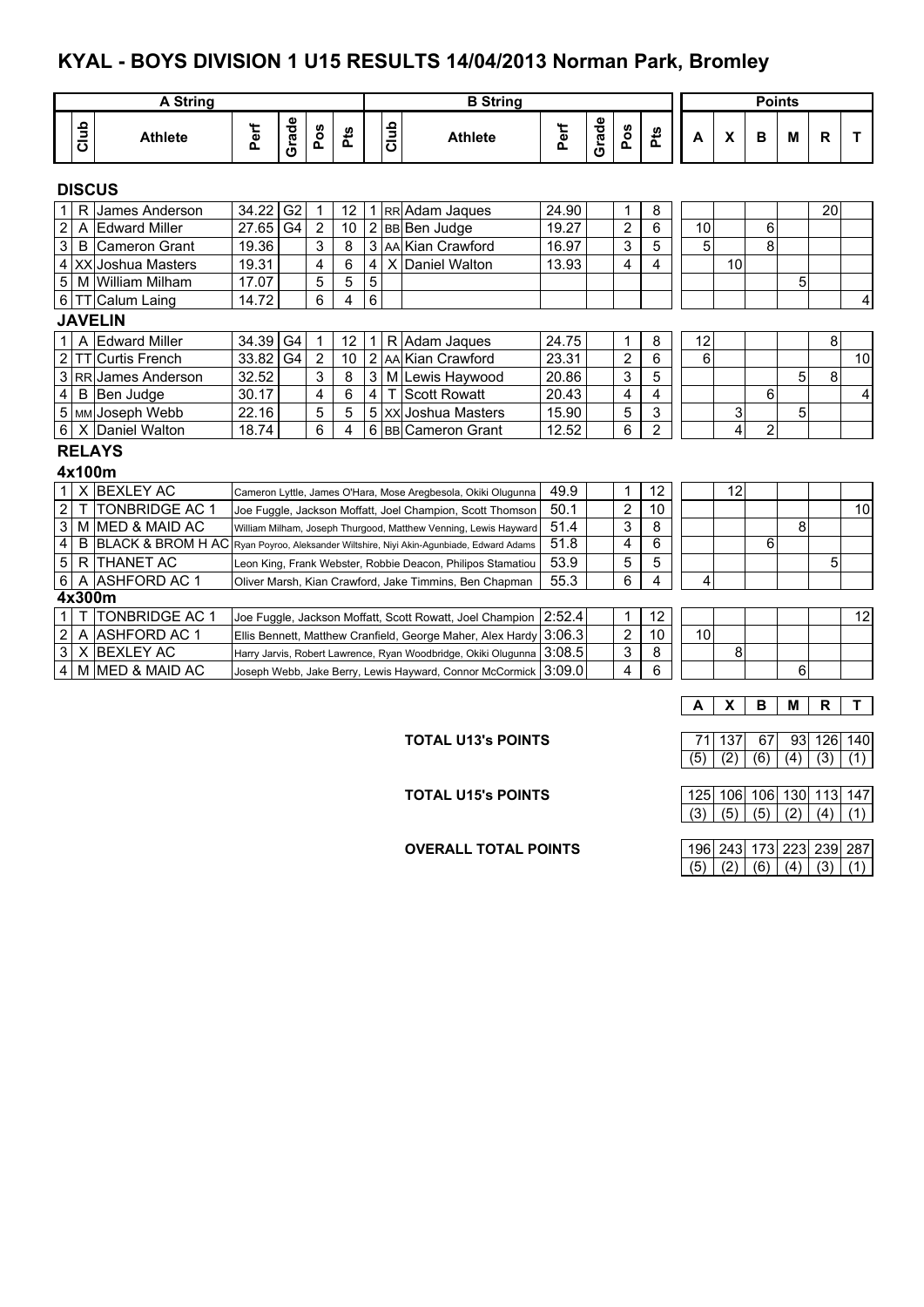# KYAL - BOYS DIVISION 1 U15 RESULTS 14/04/2013 Norman Park, Bromley

| | A String | | | | | | B String | | | | | | | Points | | | | | |
|---|---|---|---|---|---|---|---|---|---|---|---|---|---|---|---|---|---|---|---|
| | Club | Athlete | Perf | Grade | Pos | Pts | | Club | Athlete | Perf | Grade | Pos | Pts | A | X | B | M | R | T |
| **DISCUS** | | | | | | | | | | | | | | | | | | | |
| 1 | R | James Anderson | 34.22 | G2 | 1 | 12 | 1 | RR | Adam Jaques | 24.90 | | 1 | 8 | | | | | 20 | |
| 2 | A | Edward Miller | 27.65 | G4 | 2 | 10 | 2 | BB | Ben Judge | 19.27 | | 2 | 6 | 10 | | 6 | | | |
| 3 | B | Cameron Grant | 19.36 | | 3 | 8 | 3 | AA | Kian Crawford | 16.97 | | 3 | 5 | 5 | | 8 | | | |
| 4 | XX | Joshua Masters | 19.31 | | 4 | 6 | 4 | X | Daniel Walton | 13.93 | | 4 | 4 | | 10 | | | | |
| 5 | M | William Milham | 17.07 | | 5 | 5 | 5 | | | | | | | | | | 5 | | |
| 6 | TT | Calum Laing | 14.72 | | 6 | 4 | 6 | | | | | | | | | | | | 4 |
| **JAVELIN** | | | | | | | | | | | | | | | | | | | |
| 1 | A | Edward Miller | 34.39 | G4 | 1 | 12 | 1 | R | Adam Jaques | 24.75 | | 1 | 8 | 12 | | | | 8 | |
| 2 | TT | Curtis French | 33.82 | G4 | 2 | 10 | 2 | AA | Kian Crawford | 23.31 | | 2 | 6 | 6 | | | | | 10 |
| 3 | RR | James Anderson | 32.52 | | 3 | 8 | 3 | M | Lewis Haywood | 20.86 | | 3 | 5 | | | | 5 | 8 | |
| 4 | B | Ben Judge | 30.17 | | 4 | 6 | 4 | T | Scott Rowatt | 20.43 | | 4 | 4 | | | 6 | | | 4 |
| 5 | MM | Joseph Webb | 22.16 | | 5 | 5 | 5 | XX | Joshua Masters | 15.90 | | 5 | 3 | | 3 | | 5 | | |
| 6 | X | Daniel Walton | 18.74 | | 6 | 4 | 6 | BB | Cameron Grant | 12.52 | | 6 | 2 | | 4 | 2 | | | |

## RELAYS

### 4x100m

| | Club | Team | Athletes | Perf | Pos | Pts | A | X | B | M | R | T |
|---|---|---|---|---|---|---|---|---|---|---|---|---|
| 1 | X | BEXLEY AC | Cameron Lyttle, James O'Hara, Mose Aregbesola, Okiki Olugunna | 49.9 | 1 | 12 | | 12 | | | | |
| 2 | T | TONBRIDGE AC 1 | Joe Fuggle, Jackson Moffatt, Joel Champion, Scott Thomson | 50.1 | 2 | 10 | | | | | | 10 |
| 3 | M | MED & MAID AC | William Milham, Joseph Thurgood, Matthew Venning, Lewis Hayward | 51.4 | 3 | 8 | | | | 8 | | |
| 4 | B | BLACK & BROM H AC | Ryan Poyroo, Aleksander Wiltshire, Niyi Akin-Agunbiade, Edward Adams | 51.8 | 4 | 6 | | | 6 | | | |
| 5 | R | THANET AC | Leon King, Frank Webster, Robbie Deacon, Philipos Stamatiou | 53.9 | 5 | 5 | | | | | 5 | |
| 6 | A | ASHFORD AC 1 | Oliver Marsh, Kian Crawford, Jake Timmins, Ben Chapman | 55.3 | 6 | 4 | 4 | | | | | |

### 4x300m

| | Club | Team | Athletes | Perf | Pos | Pts | A | X | B | M | R | T |
|---|---|---|---|---|---|---|---|---|---|---|---|---|
| 1 | T | TONBRIDGE AC 1 | Joe Fuggle, Jackson Moffatt, Scott Rowatt, Joel Champion | 2:52.4 | 1 | 12 | | | | | | 12 |
| 2 | A | ASHFORD AC 1 | Ellis Bennett, Matthew Cranfield, George Maher, Alex Hardy | 3:06.3 | 2 | 10 | 10 | | | | | |
| 3 | X | BEXLEY AC | Harry Jarvis, Robert Lawrence, Ryan Woodbridge, Okiki Olugunna | 3:08.5 | 3 | 8 | | 8 | | | | |
| 4 | M | MED & MAID AC | Joseph Webb, Jake Berry, Lewis Hayward, Connor McCormick | 3:09.0 | 4 | 6 | | | | 6 | | |

| | A | X | B | M | R | T |
|---|---|---|---|---|---|---|
| **TOTAL U13's POINTS** | 71 | 137 | 67 | 93 | 126 | 140 |
| | (5) | (2) | (6) | (4) | (3) | (1) |
| **TOTAL U15's POINTS** | 125 | 106 | 106 | 130 | 113 | 147 |
| | (3) | (5) | (5) | (2) | (4) | (1) |
| **OVERALL TOTAL POINTS** | 196 | 243 | 173 | 223 | 239 | 287 |
| | (5) | (2) | (6) | (4) | (3) | (1) |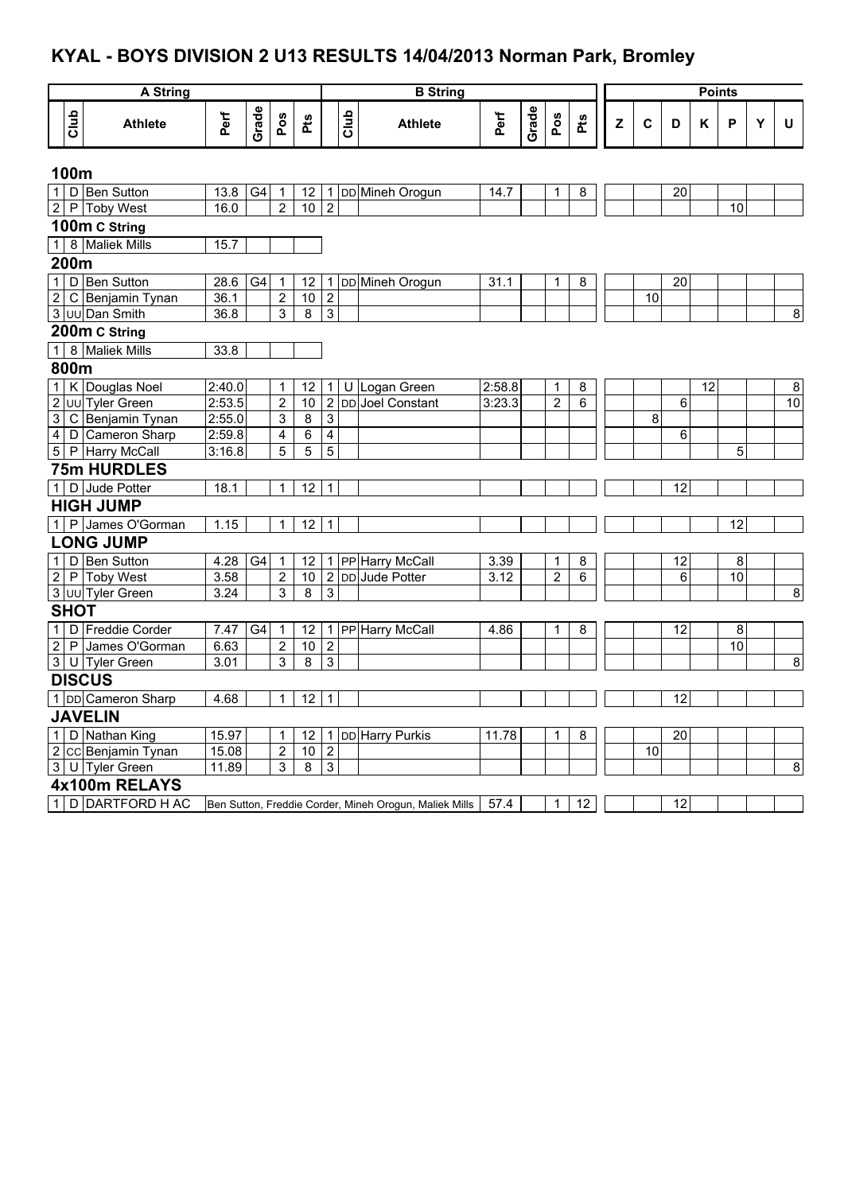# KYAL - BOYS DIVISION 2 U13 RESULTS 14/04/2013 Norman Park, Bromley

| A String | | | | | | | B String | | | | | | | Points | | | | | | |
|---|---|---|---|---|---|---|---|---|---|---|---|---|---|---|---|---|---|---|---|---|
| | Club | Athlete | Perf | Grade | Pos | Pts | | Club | Athlete | Perf | Grade | Pos | Pts | Z | C | D | K | P | Y | U |
| **100m** | | | | | | | | | | | | | | | | | | | | |
| 1 | D | Ben Sutton | 13.8 | G4 | 1 | 12 | 1 | DD | Mineh Orogun | 14.7 | | 1 | 8 | | | 20 | | | | |
| 2 | P | Toby West | 16.0 | | 2 | 10 | 2 | | | | | | | | | | | 10 | | |
| **100m C String** | | | | | | | | | | | | | | | | | | | | |
| 1 | 8 | Maliek Mills | 15.7 | | | | | | | | | | | | | | | | | |
| **200m** | | | | | | | | | | | | | | | | | | | | |
| 1 | D | Ben Sutton | 28.6 | G4 | 1 | 12 | 1 | DD | Mineh Orogun | 31.1 | | 1 | 8 | | | 20 | | | | |
| 2 | C | Benjamin Tynan | 36.1 | | 2 | 10 | 2 | | | | | | | | 10 | | | | | |
| 3 | UU | Dan Smith | 36.8 | | 3 | 8 | 3 | | | | | | | | | | | | | 8 |
| **200m C String** | | | | | | | | | | | | | | | | | | | | |
| 1 | 8 | Maliek Mills | 33.8 | | | | | | | | | | | | | | | | | |
| **800m** | | | | | | | | | | | | | | | | | | | | |
| 1 | K | Douglas Noel | 2:40.0 | | 1 | 12 | 1 | U | Logan Green | 2:58.8 | | 1 | 8 | | | | 12 | | | 8 |
| 2 | UU | Tyler Green | 2:53.5 | | 2 | 10 | 2 | DD | Joel Constant | 3:23.3 | | 2 | 6 | | | 6 | | | | 10 |
| 3 | C | Benjamin Tynan | 2:55.0 | | 3 | 8 | 3 | | | | | | | | 8 | | | | | |
| 4 | D | Cameron Sharp | 2:59.8 | | 4 | 6 | 4 | | | | | | | | | 6 | | | | |
| 5 | P | Harry McCall | 3:16.8 | | 5 | 5 | 5 | | | | | | | | | | | 5 | | |
| **75m HURDLES** | | | | | | | | | | | | | | | | | | | | |
| 1 | D | Jude Potter | 18.1 | | 1 | 12 | 1 | | | | | | | | | 12 | | | | |
| **HIGH JUMP** | | | | | | | | | | | | | | | | | | | | |
| 1 | P | James O'Gorman | 1.15 | | 1 | 12 | 1 | | | | | | | | | | | 12 | | |
| **LONG JUMP** | | | | | | | | | | | | | | | | | | | | |
| 1 | D | Ben Sutton | 4.28 | G4 | 1 | 12 | 1 | PP | Harry McCall | 3.39 | | 1 | 8 | | | 12 | | 8 | | |
| 2 | P | Toby West | 3.58 | | 2 | 10 | 2 | DD | Jude Potter | 3.12 | | 2 | 6 | | | 6 | | 10 | | |
| 3 | UU | Tyler Green | 3.24 | | 3 | 8 | 3 | | | | | | | | | | | | | 8 |
| **SHOT** | | | | | | | | | | | | | | | | | | | | |
| 1 | D | Freddie Corder | 7.47 | G4 | 1 | 12 | 1 | PP | Harry McCall | 4.86 | | 1 | 8 | | | 12 | | 8 | | |
| 2 | P | James O'Gorman | 6.63 | | 2 | 10 | 2 | | | | | | | | | | | 10 | | |
| 3 | U | Tyler Green | 3.01 | | 3 | 8 | 3 | | | | | | | | | | | | | 8 |
| **DISCUS** | | | | | | | | | | | | | | | | | | | | |
| 1 | DD | Cameron Sharp | 4.68 | | 1 | 12 | 1 | | | | | | | | | 12 | | | | |
| **JAVELIN** | | | | | | | | | | | | | | | | | | | | |
| 1 | D | Nathan King | 15.97 | | 1 | 12 | 1 | DD | Harry Purkis | 11.78 | | 1 | 8 | | | 20 | | | | |
| 2 | CC | Benjamin Tynan | 15.08 | | 2 | 10 | 2 | | | | | | | | 10 | | | | | |
| 3 | U | Tyler Green | 11.89 | | 3 | 8 | 3 | | | | | | | | | | | | | 8 |
| **4x100m RELAYS** | | | | | | | | | | | | | | | | | | | | |
| 1 | D | DARTFORD H AC | Ben Sutton, Freddie Corder, Mineh Orogun, Maliek Mills | | | | | | | 57.4 | | 1 | 12 | | | 12 | | | | |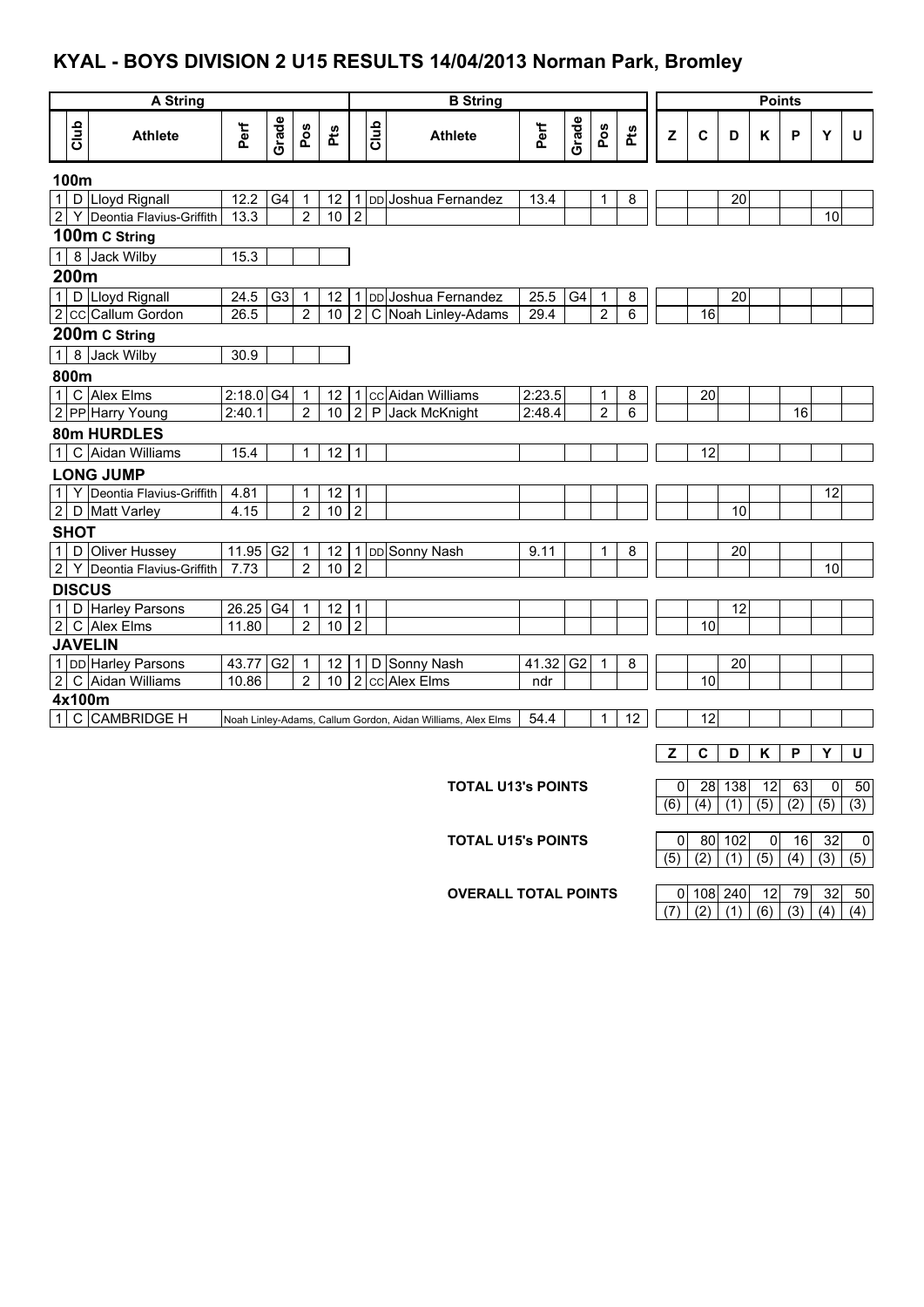# KYAL - BOYS DIVISION 2 U15 RESULTS 14/04/2013 Norman Park, Bromley

| A String | | | | | | | B String | | | | | | | Points | | | | | | |
|---|---|---|---|---|---|---|---|---|---|---|---|---|---|---|---|---|---|---|---|---|
| | Club | Athlete | Perf | Grade | Pos | Pts | | Club | Athlete | Perf | Grade | Pos | Pts | Z | C | D | K | P | Y | U |
| **100m** | | | | | | | | | | | | | | | | | | | | |
| 1 | D | Lloyd Rignall | 12.2 | G4 | 1 | 12 | 1 | DD | Joshua Fernandez | 13.4 | | 1 | 8 | | | 20 | | | | |
| 2 | Y | Deontia Flavius-Griffith | 13.3 | | 2 | 10 | 2 | | | | | | | | | | | | 10 | |
| **100m C String** | | | | | | | | | | | | | | | | | | | | |
| 1 | 8 | Jack Wilby | 15.3 | | | | | | | | | | | | | | | | | |
| **200m** | | | | | | | | | | | | | | | | | | | | |
| 1 | D | Lloyd Rignall | 24.5 | G3 | 1 | 12 | 1 | DD | Joshua Fernandez | 25.5 | G4 | 1 | 8 | | | 20 | | | | |
| 2 | CC | Callum Gordon | 26.5 | | 2 | 10 | 2 | C | Noah Linley-Adams | 29.4 | | 2 | 6 | | 16 | | | | | |
| **200m C String** | | | | | | | | | | | | | | | | | | | | |
| 1 | 8 | Jack Wilby | 30.9 | | | | | | | | | | | | | | | | | |
| **800m** | | | | | | | | | | | | | | | | | | | | |
| 1 | C | Alex Elms | 2:18.0 | G4 | 1 | 12 | 1 | CC | Aidan Williams | 2:23.5 | | 1 | 8 | | 20 | | | | | |
| 2 | PP | Harry Young | 2:40.1 | | 2 | 10 | 2 | P | Jack McKnight | 2:48.4 | | 2 | 6 | | | | | 16 | | |
| **80m HURDLES** | | | | | | | | | | | | | | | | | | | | |
| 1 | C | Aidan Williams | 15.4 | | 1 | 12 | 1 | | | | | | | | 12 | | | | | |
| **LONG JUMP** | | | | | | | | | | | | | | | | | | | | |
| 1 | Y | Deontia Flavius-Griffith | 4.81 | | 1 | 12 | 1 | | | | | | | | | | | | 12 | |
| 2 | D | Matt Varley | 4.15 | | 2 | 10 | 2 | | | | | | | | | 10 | | | | |
| **SHOT** | | | | | | | | | | | | | | | | | | | | |
| 1 | D | Oliver Hussey | 11.95 | G2 | 1 | 12 | 1 | DD | Sonny Nash | 9.11 | | 1 | 8 | | | 20 | | | | |
| 2 | Y | Deontia Flavius-Griffith | 7.73 | | 2 | 10 | 2 | | | | | | | | | | | | 10 | |
| **DISCUS** | | | | | | | | | | | | | | | | | | | | |
| 1 | D | Harley Parsons | 26.25 | G4 | 1 | 12 | 1 | | | | | | | | | 12 | | | | |
| 2 | C | Alex Elms | 11.80 | | 2 | 10 | 2 | | | | | | | | 10 | | | | | |
| **JAVELIN** | | | | | | | | | | | | | | | | | | | | |
| 1 | DD | Harley Parsons | 43.77 | G2 | 1 | 12 | 1 | D | Sonny Nash | 41.32 | G2 | 1 | 8 | | | 20 | | | | |
| 2 | C | Aidan Williams | 10.86 | | 2 | 10 | 2 | CC | Alex Elms | ndr | | | | | 10 | | | | | |
| **4x100m** | | | | | | | | | | | | | | | | | | | | |
| 1 | C | CAMBRIDGE H | Noah Linley-Adams, Callum Gordon, Aidan Williams, Alex Elms | | | | | | | 54.4 | | 1 | 12 | | 12 | | | | | |

| | Z | C | D | K | P | Y | U |
|---|---|---|---|---|---|---|---|
| **TOTAL U13's POINTS** | 0 | 28 | 138 | 12 | 63 | 0 | 50 |
| | (6) | (4) | (1) | (5) | (2) | (5) | (3) |
| **TOTAL U15's POINTS** | 0 | 80 | 102 | 0 | 16 | 32 | 0 |
| | (5) | (2) | (1) | (5) | (4) | (3) | (5) |
| **OVERALL TOTAL POINTS** | 0 | 108 | 240 | 12 | 79 | 32 | 50 |
| | (7) | (2) | (1) | (6) | (3) | (4) | (4) |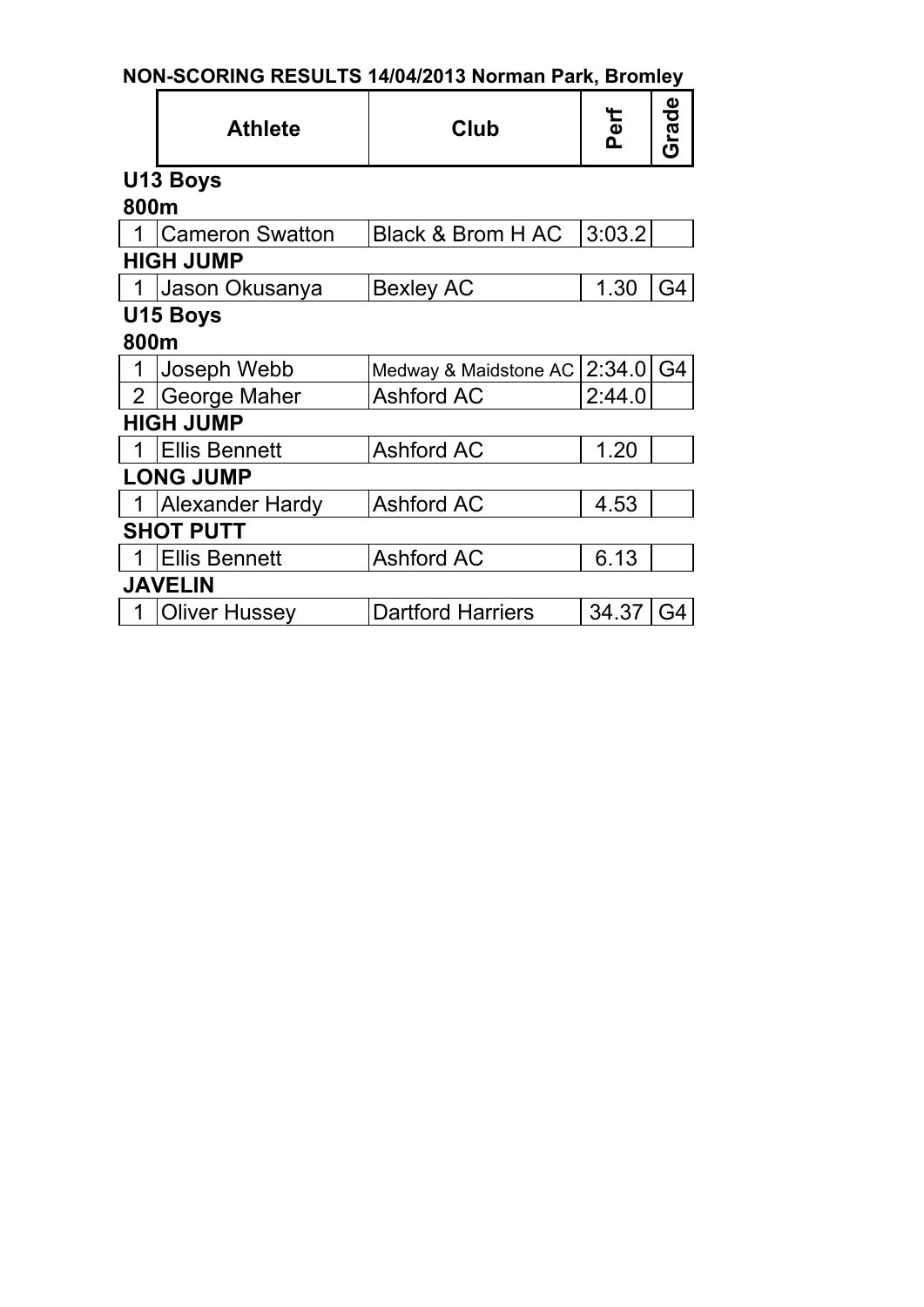**NON-SCORING RESULTS 14/04/2013 Norman Park, Bromley**

| | Athlete | Club | Perf | Grade |
|---|---|---|---|---|
| **U13 Boys** | | | | |
| **800m** | | | | |
| 1 | Cameron Swatton | Black & Brom H AC | 3:03.2 | |
| **HIGH JUMP** | | | | |
| 1 | Jason Okusanya | Bexley AC | 1.30 | G4 |
| **U15 Boys** | | | | |
| **800m** | | | | |
| 1 | Joseph Webb | Medway & Maidstone AC | 2:34.0 | G4 |
| 2 | George Maher | Ashford AC | 2:44.0 | |
| **HIGH JUMP** | | | | |
| 1 | Ellis Bennett | Ashford AC | 1.20 | |
| **LONG JUMP** | | | | |
| 1 | Alexander Hardy | Ashford AC | 4.53 | |
| **SHOT PUTT** | | | | |
| 1 | Ellis Bennett | Ashford AC | 6.13 | |
| **JAVELIN** | | | | |
| 1 | Oliver Hussey | Dartford Harriers | 34.37 | G4 |